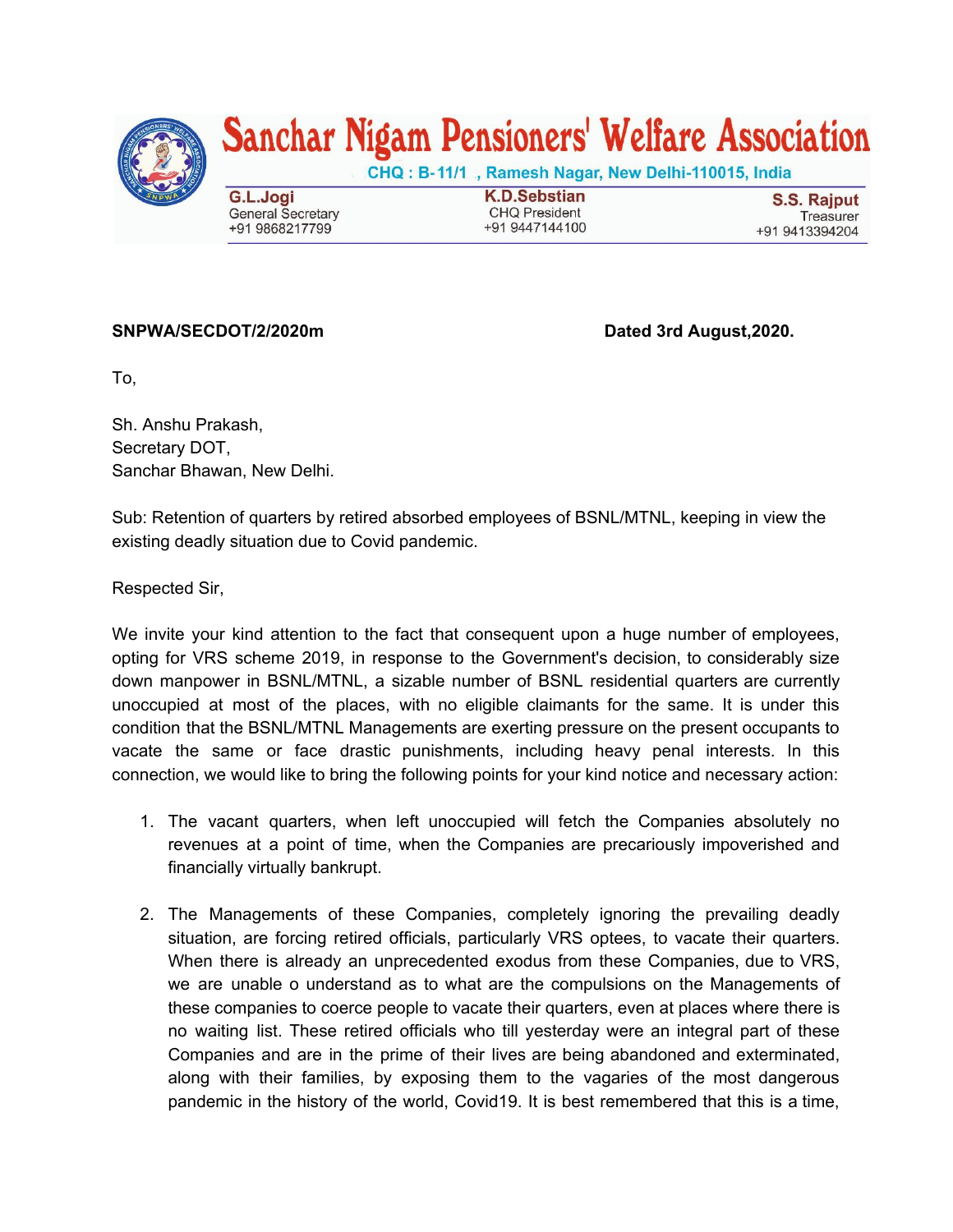# Sanchar Nigam Pensioners' Welfare Association

CHQ : B-11/1 , Ramesh Nagar, New Delhi-110015, India

**G.L.Jogi**
General Secretary
+91 9868217799

**K.D.Sebstian**
CHQ President
+91 9447144100

**S.S. Rajput**
Treasurer
+91 9413394204

**SNPWA/SECDOT/2/2020m** **Dated 3rd August,2020.**

To,

Sh. Anshu Prakash,
Secretary DOT,
Sanchar Bhawan, New Delhi.

Sub: Retention of quarters by retired absorbed employees of BSNL/MTNL, keeping in view the existing deadly situation due to Covid pandemic.

Respected Sir,

We invite your kind attention to the fact that consequent upon a huge number of employees, opting for VRS scheme 2019, in response to the Government's decision, to considerably size down manpower in BSNL/MTNL, a sizable number of BSNL residential quarters are currently unoccupied at most of the places, with no eligible claimants for the same. It is under this condition that the BSNL/MTNL Managements are exerting pressure on the present occupants to vacate the same or face drastic punishments, including heavy penal interests. In this connection, we would like to bring the following points for your kind notice and necessary action:

1. The vacant quarters, when left unoccupied will fetch the Companies absolutely no revenues at a point of time, when the Companies are precariously impoverished and financially virtually bankrupt.

2. The Managements of these Companies, completely ignoring the prevailing deadly situation, are forcing retired officials, particularly VRS optees, to vacate their quarters. When there is already an unprecedented exodus from these Companies, due to VRS, we are unable o understand as to what are the compulsions on the Managements of these companies to coerce people to vacate their quarters, even at places where there is no waiting list. These retired officials who till yesterday were an integral part of these Companies and are in the prime of their lives are being abandoned and exterminated, along with their families, by exposing them to the vagaries of the most dangerous pandemic in the history of the world, Covid19. It is best remembered that this is a time,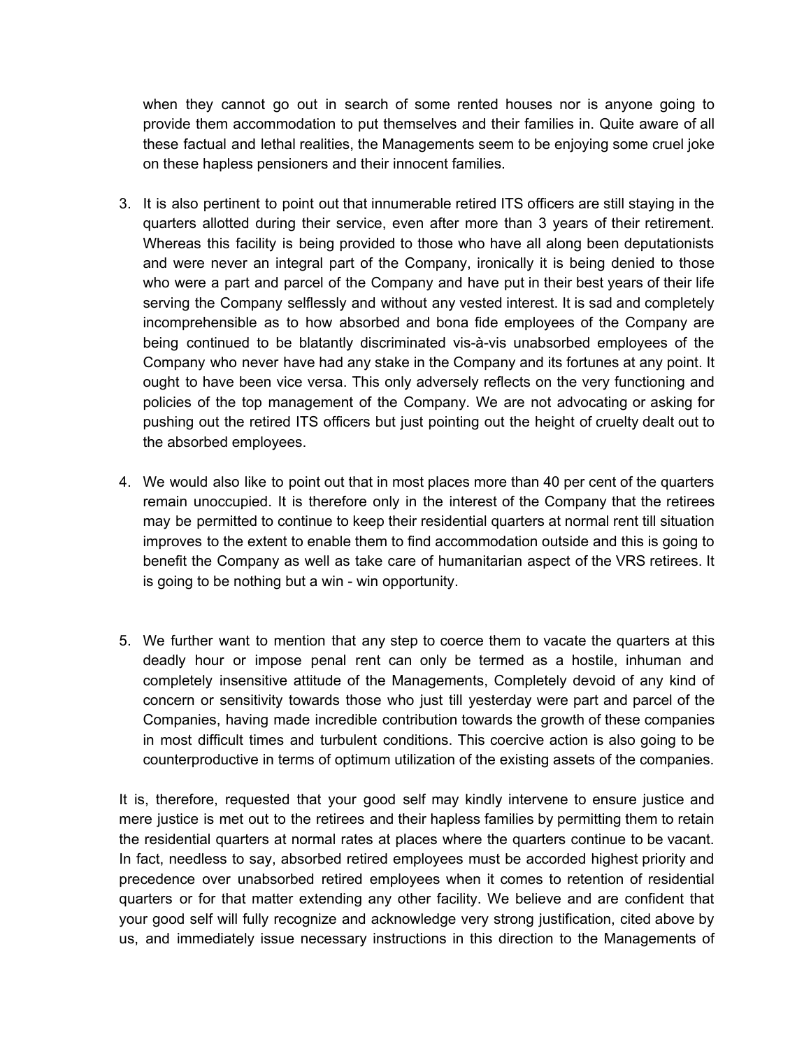when they cannot go out in search of some rented houses nor is anyone going to provide them accommodation to put themselves and their families in. Quite aware of all these factual and lethal realities, the Managements seem to be enjoying some cruel joke on these hapless pensioners and their innocent families.

3. It is also pertinent to point out that innumerable retired ITS officers are still staying in the quarters allotted during their service, even after more than 3 years of their retirement. Whereas this facility is being provided to those who have all along been deputationists and were never an integral part of the Company, ironically it is being denied to those who were a part and parcel of the Company and have put in their best years of their life serving the Company selflessly and without any vested interest. It is sad and completely incomprehensible as to how absorbed and bona fide employees of the Company are being continued to be blatantly discriminated vis-à-vis unabsorbed employees of the Company who never have had any stake in the Company and its fortunes at any point. It ought to have been vice versa. This only adversely reflects on the very functioning and policies of the top management of the Company. We are not advocating or asking for pushing out the retired ITS officers but just pointing out the height of cruelty dealt out to the absorbed employees.

4. We would also like to point out that in most places more than 40 per cent of the quarters remain unoccupied. It is therefore only in the interest of the Company that the retirees may be permitted to continue to keep their residential quarters at normal rent till situation improves to the extent to enable them to find accommodation outside and this is going to benefit the Company as well as take care of humanitarian aspect of the VRS retirees. It is going to be nothing but a win - win opportunity.

5. We further want to mention that any step to coerce them to vacate the quarters at this deadly hour or impose penal rent can only be termed as a hostile, inhuman and completely insensitive attitude of the Managements, Completely devoid of any kind of concern or sensitivity towards those who just till yesterday were part and parcel of the Companies, having made incredible contribution towards the growth of these companies in most difficult times and turbulent conditions. This coercive action is also going to be counterproductive in terms of optimum utilization of the existing assets of the companies.

It is, therefore, requested that your good self may kindly intervene to ensure justice and mere justice is met out to the retirees and their hapless families by permitting them to retain the residential quarters at normal rates at places where the quarters continue to be vacant. In fact, needless to say, absorbed retired employees must be accorded highest priority and precedence over unabsorbed retired employees when it comes to retention of residential quarters or for that matter extending any other facility. We believe and are confident that your good self will fully recognize and acknowledge very strong justification, cited above by us, and immediately issue necessary instructions in this direction to the Managements of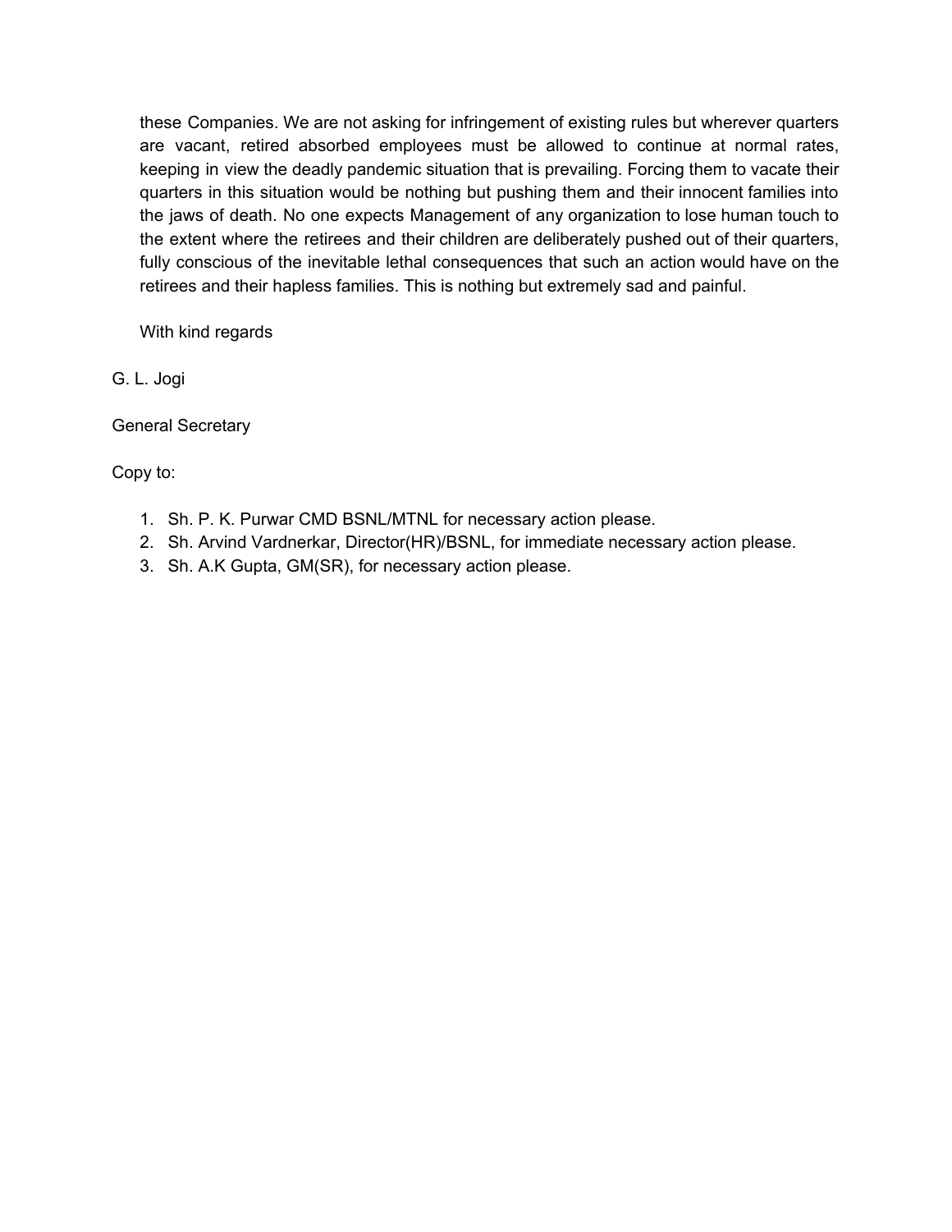these Companies. We are not asking for infringement of existing rules but wherever quarters are vacant, retired absorbed employees must be allowed to continue at normal rates, keeping in view the deadly pandemic situation that is prevailing. Forcing them to vacate their quarters in this situation would be nothing but pushing them and their innocent families into the jaws of death. No one expects Management of any organization to lose human touch to the extent where the retirees and their children are deliberately pushed out of their quarters, fully conscious of the inevitable lethal consequences that such an action would have on the retirees and their hapless families. This is nothing but extremely sad and painful.

With kind regards

G. L. Jogi

General Secretary

Copy to:

1. Sh. P. K. Purwar CMD BSNL/MTNL for necessary action please.
2. Sh. Arvind Vardnerkar, Director(HR)/BSNL, for immediate necessary action please.
3. Sh. A.K Gupta, GM(SR), for necessary action please.